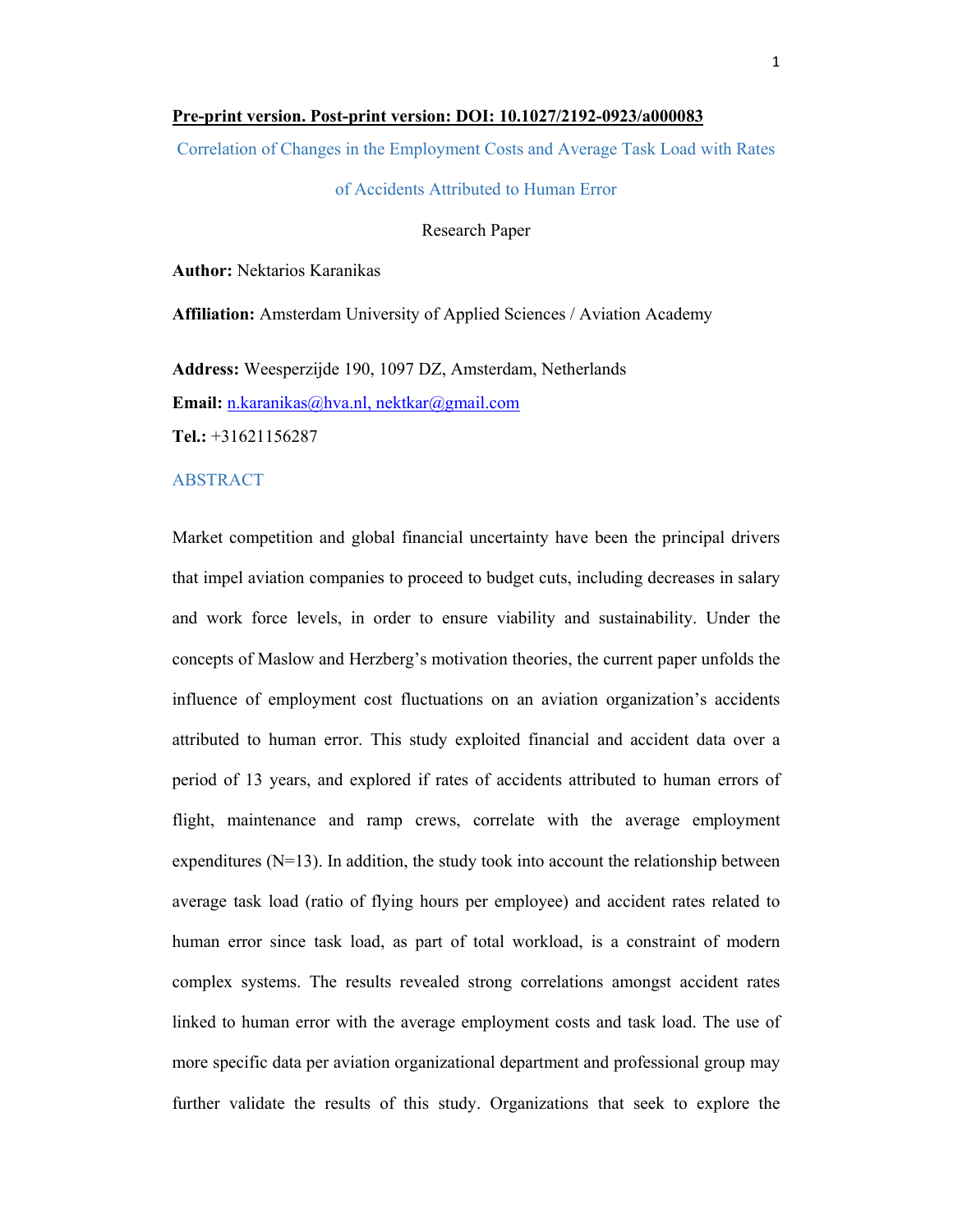**Pre-print version. Post-print version: DOI: 10.1027/2192-0923/a000083**

# Correlation of Changes in the Employment Costs and Average Task Load with Rates of Accidents Attributed to Human Error

Research Paper

**Author:** Nektarios Karanikas

**Affiliation:** Amsterdam University of Applied Sciences / Aviation Academy

**Address:** Weesperzijde 190, 1097 DZ, Amsterdam, Netherlands

**Email:** n.karanikas@hva.nl, nektkar@gmail.com

**Tel.:** +31621156287

## ABSTRACT

Market competition and global financial uncertainty have been the principal drivers that impel aviation companies to proceed to budget cuts, including decreases in salary and work force levels, in order to ensure viability and sustainability. Under the concepts of Maslow and Herzberg's motivation theories, the current paper unfolds the influence of employment cost fluctuations on an aviation organization's accidents attributed to human error. This study exploited financial and accident data over a period of 13 years, and explored if rates of accidents attributed to human errors of flight, maintenance and ramp crews, correlate with the average employment expenditures (N=13). In addition, the study took into account the relationship between average task load (ratio of flying hours per employee) and accident rates related to human error since task load, as part of total workload, is a constraint of modern complex systems. The results revealed strong correlations amongst accident rates linked to human error with the average employment costs and task load. The use of more specific data per aviation organizational department and professional group may further validate the results of this study. Organizations that seek to explore the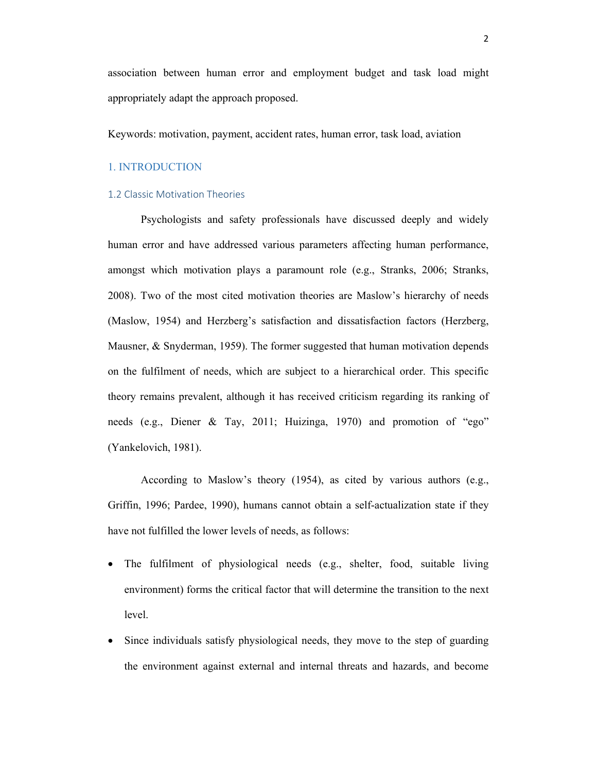association between human error and employment budget and task load might appropriately adapt the approach proposed.

Keywords: motivation, payment, accident rates, human error, task load, aviation

# 1. INTRODUCTION

## 1.2 Classic Motivation Theories

Psychologists and safety professionals have discussed deeply and widely human error and have addressed various parameters affecting human performance, amongst which motivation plays a paramount role (e.g., Stranks, 2006; Stranks, 2008). Two of the most cited motivation theories are Maslow's hierarchy of needs (Maslow, 1954) and Herzberg's satisfaction and dissatisfaction factors (Herzberg, Mausner, & Snyderman, 1959). The former suggested that human motivation depends on the fulfilment of needs, which are subject to a hierarchical order. This specific theory remains prevalent, although it has received criticism regarding its ranking of needs (e.g., Diener & Tay, 2011; Huizinga, 1970) and promotion of "ego" (Yankelovich, 1981).

According to Maslow's theory (1954), as cited by various authors (e.g., Griffin, 1996; Pardee, 1990), humans cannot obtain a self-actualization state if they have not fulfilled the lower levels of needs, as follows:

- The fulfilment of physiological needs (e.g., shelter, food, suitable living environment) forms the critical factor that will determine the transition to the next level.
- Since individuals satisfy physiological needs, they move to the step of guarding the environment against external and internal threats and hazards, and become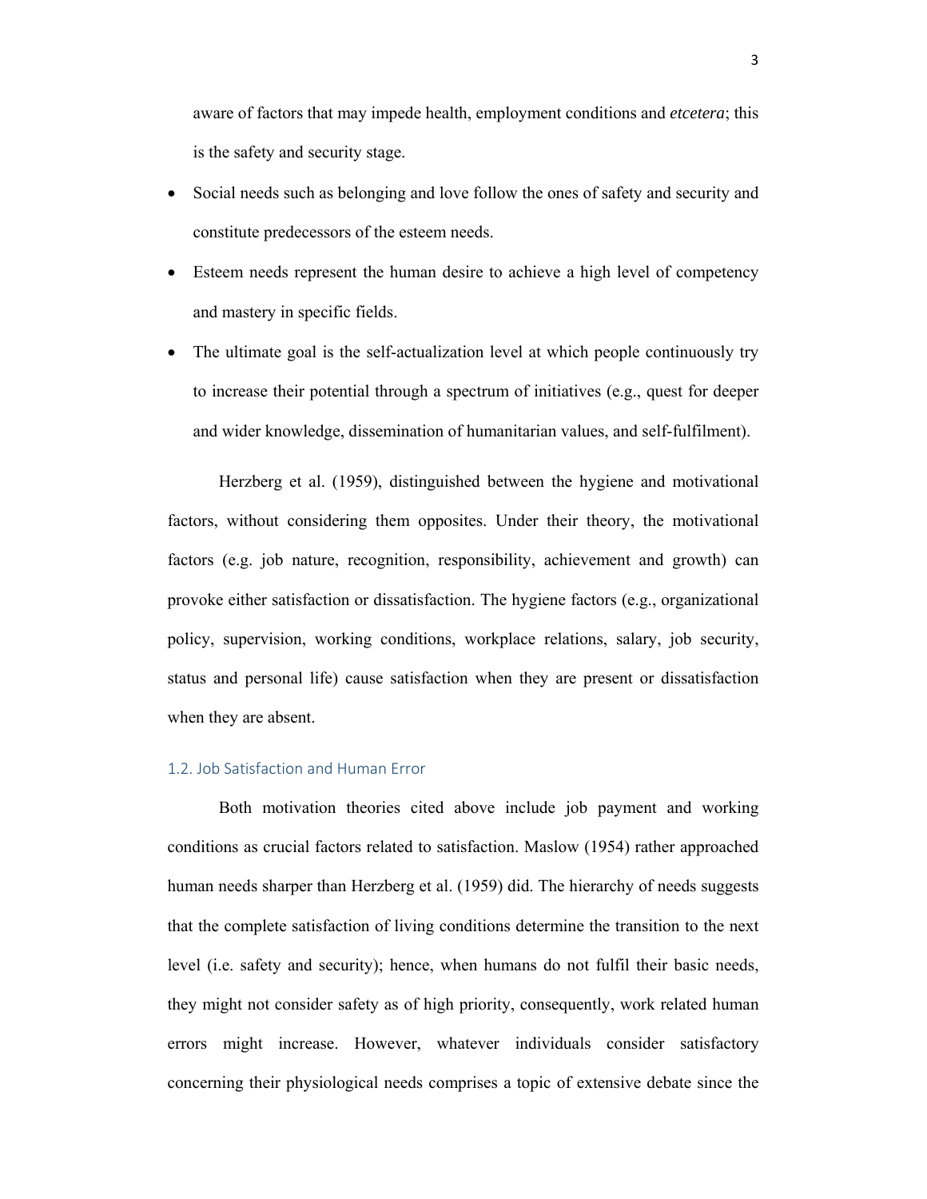aware of factors that may impede health, employment conditions and *etcetera*; this is the safety and security stage.

- Social needs such as belonging and love follow the ones of safety and security and constitute predecessors of the esteem needs.
- Esteem needs represent the human desire to achieve a high level of competency and mastery in specific fields.
- The ultimate goal is the self-actualization level at which people continuously try to increase their potential through a spectrum of initiatives (e.g., quest for deeper and wider knowledge, dissemination of humanitarian values, and self-fulfilment).

Herzberg et al. (1959), distinguished between the hygiene and motivational factors, without considering them opposites. Under their theory, the motivational factors (e.g. job nature, recognition, responsibility, achievement and growth) can provoke either satisfaction or dissatisfaction. The hygiene factors (e.g., organizational policy, supervision, working conditions, workplace relations, salary, job security, status and personal life) cause satisfaction when they are present or dissatisfaction when they are absent.

### 1.2. Job Satisfaction and Human Error

Both motivation theories cited above include job payment and working conditions as crucial factors related to satisfaction. Maslow (1954) rather approached human needs sharper than Herzberg et al. (1959) did. The hierarchy of needs suggests that the complete satisfaction of living conditions determine the transition to the next level (i.e. safety and security); hence, when humans do not fulfil their basic needs, they might not consider safety as of high priority, consequently, work related human errors might increase. However, whatever individuals consider satisfactory concerning their physiological needs comprises a topic of extensive debate since the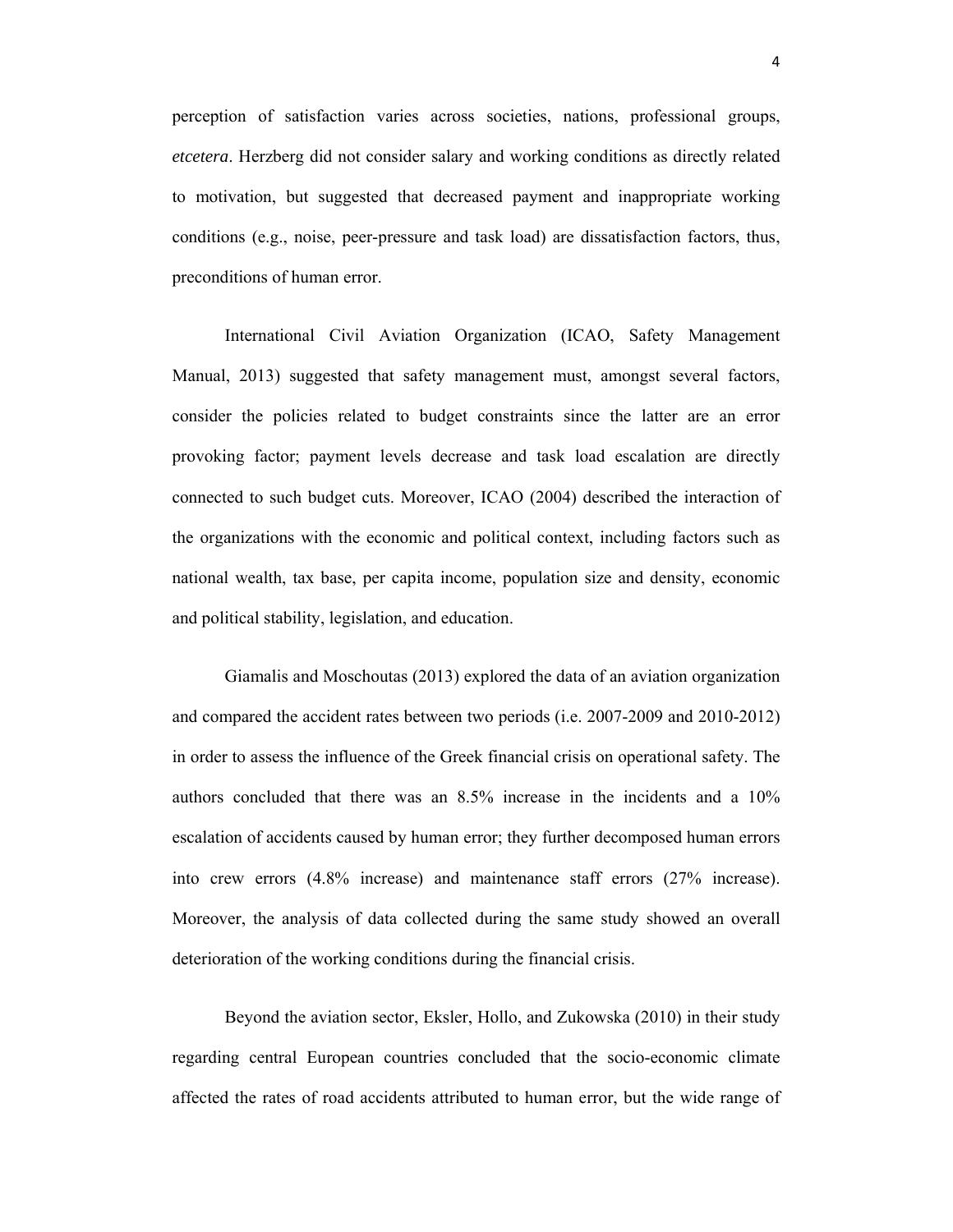perception of satisfaction varies across societies, nations, professional groups, *etcetera*. Herzberg did not consider salary and working conditions as directly related to motivation, but suggested that decreased payment and inappropriate working conditions (e.g., noise, peer-pressure and task load) are dissatisfaction factors, thus, preconditions of human error.

International Civil Aviation Organization (ICAO, Safety Management Manual, 2013) suggested that safety management must, amongst several factors, consider the policies related to budget constraints since the latter are an error provoking factor; payment levels decrease and task load escalation are directly connected to such budget cuts. Moreover, ICAO (2004) described the interaction of the organizations with the economic and political context, including factors such as national wealth, tax base, per capita income, population size and density, economic and political stability, legislation, and education.

Giamalis and Moschoutas (2013) explored the data of an aviation organization and compared the accident rates between two periods (i.e. 2007-2009 and 2010-2012) in order to assess the influence of the Greek financial crisis on operational safety. The authors concluded that there was an 8.5% increase in the incidents and a 10% escalation of accidents caused by human error; they further decomposed human errors into crew errors (4.8% increase) and maintenance staff errors (27% increase). Moreover, the analysis of data collected during the same study showed an overall deterioration of the working conditions during the financial crisis.

Beyond the aviation sector, Eksler, Hollo, and Zukowska (2010) in their study regarding central European countries concluded that the socio-economic climate affected the rates of road accidents attributed to human error, but the wide range of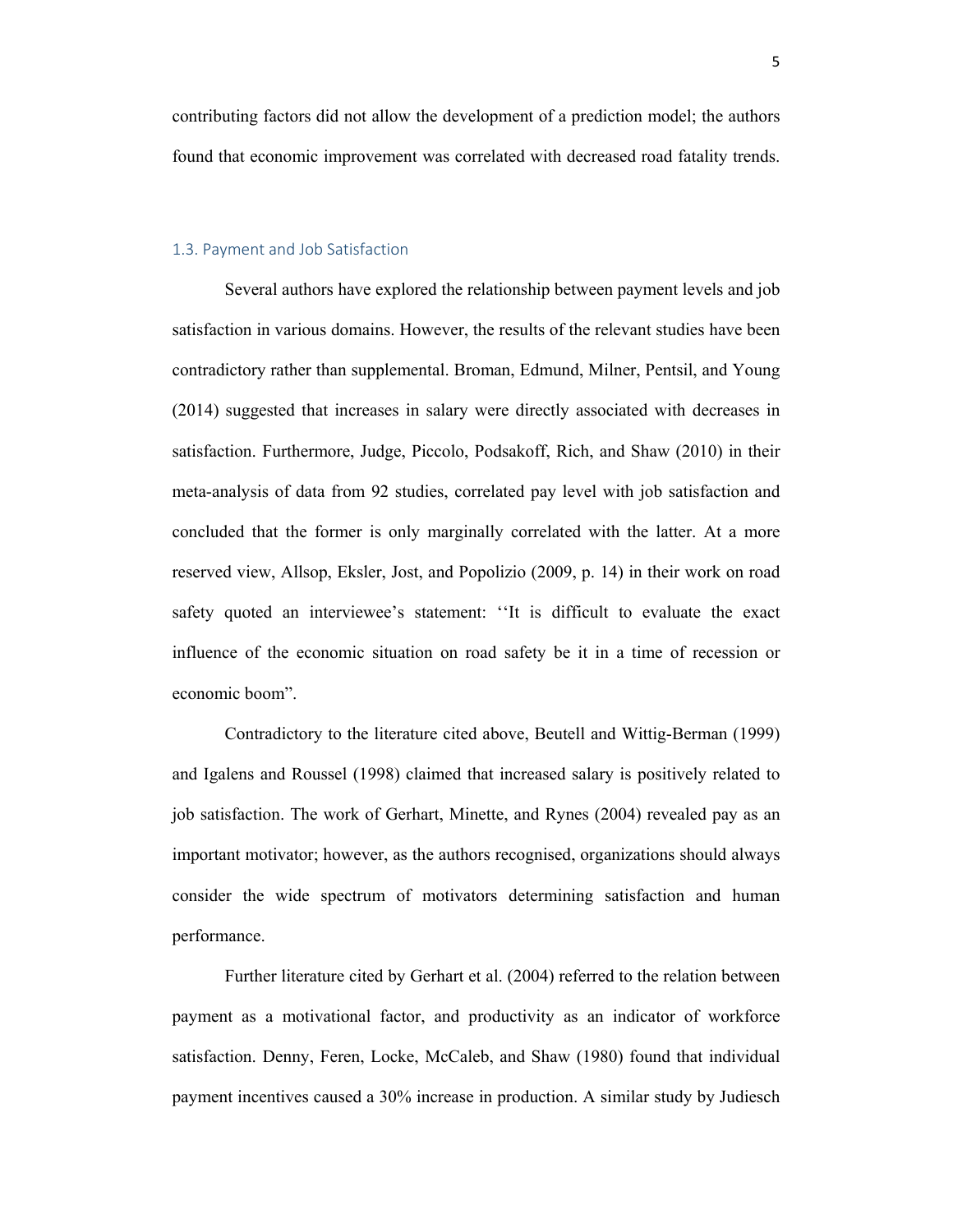contributing factors did not allow the development of a prediction model; the authors found that economic improvement was correlated with decreased road fatality trends.

### 1.3. Payment and Job Satisfaction

Several authors have explored the relationship between payment levels and job satisfaction in various domains. However, the results of the relevant studies have been contradictory rather than supplemental. Broman, Edmund, Milner, Pentsil, and Young (2014) suggested that increases in salary were directly associated with decreases in satisfaction. Furthermore, Judge, Piccolo, Podsakoff, Rich, and Shaw (2010) in their meta-analysis of data from 92 studies, correlated pay level with job satisfaction and concluded that the former is only marginally correlated with the latter. At a more reserved view, Allsop, Eksler, Jost, and Popolizio (2009, p. 14) in their work on road safety quoted an interviewee's statement: ''It is difficult to evaluate the exact influence of the economic situation on road safety be it in a time of recession or economic boom".

Contradictory to the literature cited above, Beutell and Wittig-Berman (1999) and Igalens and Roussel (1998) claimed that increased salary is positively related to job satisfaction. The work of Gerhart, Minette, and Rynes (2004) revealed pay as an important motivator; however, as the authors recognised, organizations should always consider the wide spectrum of motivators determining satisfaction and human performance.

Further literature cited by Gerhart et al. (2004) referred to the relation between payment as a motivational factor, and productivity as an indicator of workforce satisfaction. Denny, Feren, Locke, McCaleb, and Shaw (1980) found that individual payment incentives caused a 30% increase in production. A similar study by Judiesch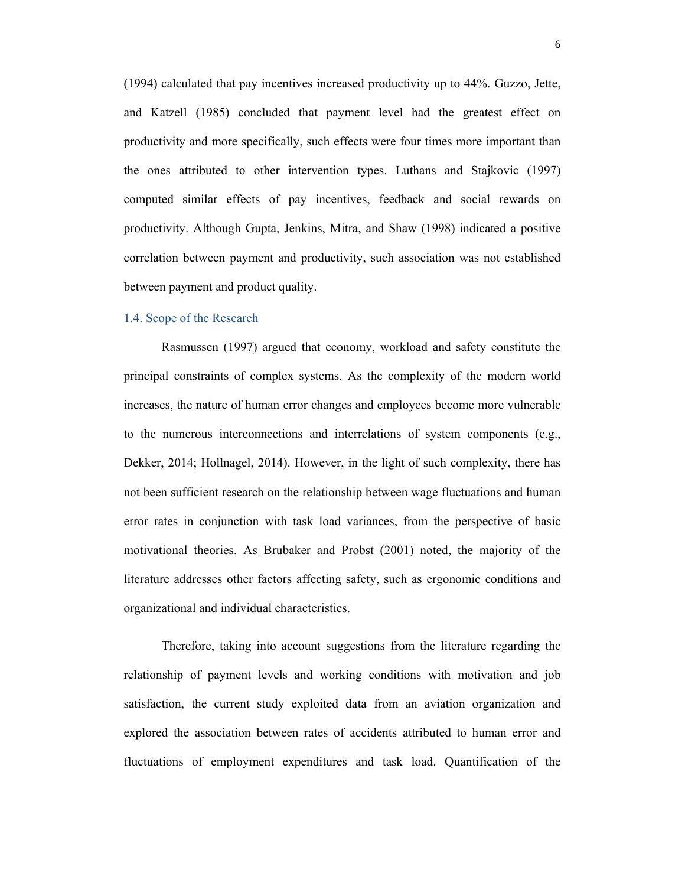(1994) calculated that pay incentives increased productivity up to 44%. Guzzo, Jette, and Katzell (1985) concluded that payment level had the greatest effect on productivity and more specifically, such effects were four times more important than the ones attributed to other intervention types. Luthans and Stajkovic (1997) computed similar effects of pay incentives, feedback and social rewards on productivity. Although Gupta, Jenkins, Mitra, and Shaw (1998) indicated a positive correlation between payment and productivity, such association was not established between payment and product quality.

### 1.4. Scope of the Research

Rasmussen (1997) argued that economy, workload and safety constitute the principal constraints of complex systems. As the complexity of the modern world increases, the nature of human error changes and employees become more vulnerable to the numerous interconnections and interrelations of system components (e.g., Dekker, 2014; Hollnagel, 2014). However, in the light of such complexity, there has not been sufficient research on the relationship between wage fluctuations and human error rates in conjunction with task load variances, from the perspective of basic motivational theories. As Brubaker and Probst (2001) noted, the majority of the literature addresses other factors affecting safety, such as ergonomic conditions and organizational and individual characteristics.

Therefore, taking into account suggestions from the literature regarding the relationship of payment levels and working conditions with motivation and job satisfaction, the current study exploited data from an aviation organization and explored the association between rates of accidents attributed to human error and fluctuations of employment expenditures and task load. Quantification of the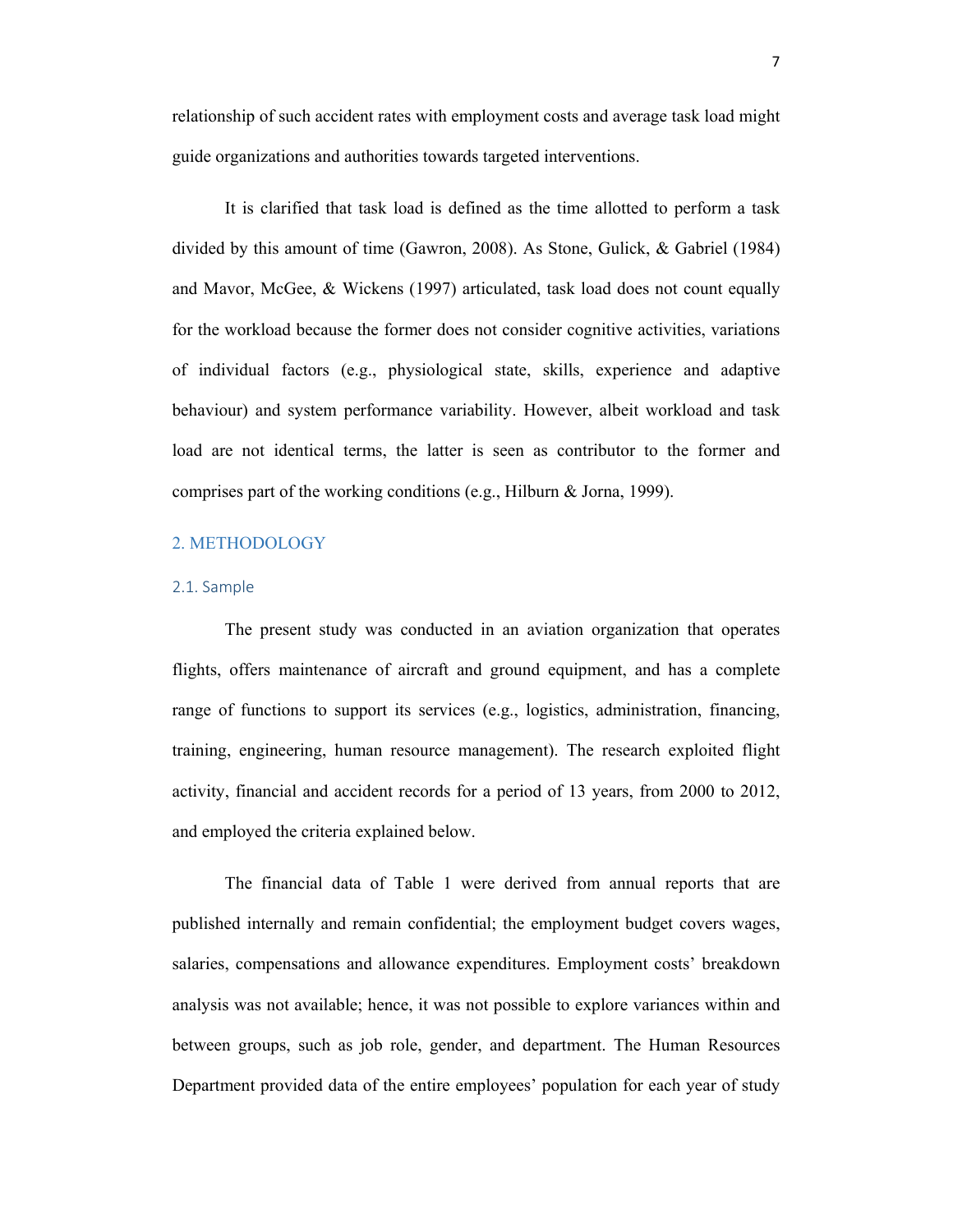relationship of such accident rates with employment costs and average task load might guide organizations and authorities towards targeted interventions.

It is clarified that task load is defined as the time allotted to perform a task divided by this amount of time (Gawron, 2008). As Stone, Gulick, & Gabriel (1984) and Mavor, McGee, & Wickens (1997) articulated, task load does not count equally for the workload because the former does not consider cognitive activities, variations of individual factors (e.g., physiological state, skills, experience and adaptive behaviour) and system performance variability. However, albeit workload and task load are not identical terms, the latter is seen as contributor to the former and comprises part of the working conditions (e.g., Hilburn & Jorna, 1999).

## 2. METHODOLOGY

### 2.1. Sample

The present study was conducted in an aviation organization that operates flights, offers maintenance of aircraft and ground equipment, and has a complete range of functions to support its services (e.g., logistics, administration, financing, training, engineering, human resource management). The research exploited flight activity, financial and accident records for a period of 13 years, from 2000 to 2012, and employed the criteria explained below.

The financial data of Table 1 were derived from annual reports that are published internally and remain confidential; the employment budget covers wages, salaries, compensations and allowance expenditures. Employment costs' breakdown analysis was not available; hence, it was not possible to explore variances within and between groups, such as job role, gender, and department. The Human Resources Department provided data of the entire employees' population for each year of study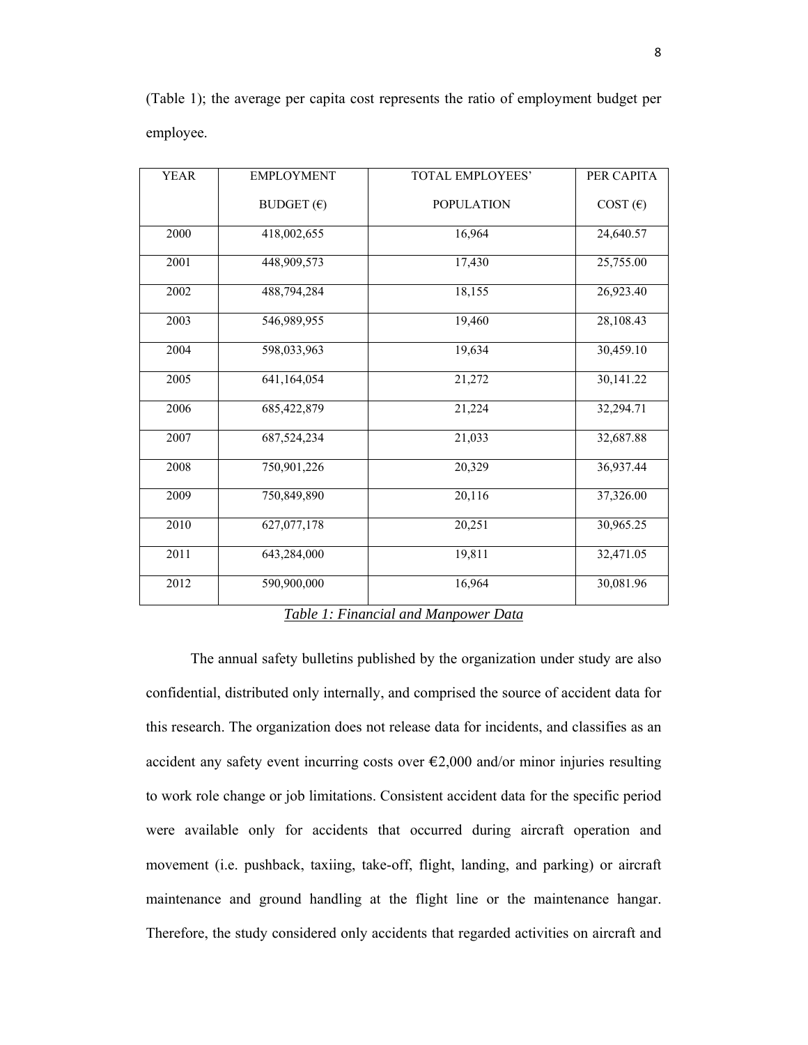(Table 1); the average per capita cost represents the ratio of employment budget per employee.

| YEAR | EMPLOYMENT BUDGET (€) | TOTAL EMPLOYEES' POPULATION | PER CAPITA COST (€) |
|---|---|---|---|
| 2000 | 418,002,655 | 16,964 | 24,640.57 |
| 2001 | 448,909,573 | 17,430 | 25,755.00 |
| 2002 | 488,794,284 | 18,155 | 26,923.40 |
| 2003 | 546,989,955 | 19,460 | 28,108.43 |
| 2004 | 598,033,963 | 19,634 | 30,459.10 |
| 2005 | 641,164,054 | 21,272 | 30,141.22 |
| 2006 | 685,422,879 | 21,224 | 32,294.71 |
| 2007 | 687,524,234 | 21,033 | 32,687.88 |
| 2008 | 750,901,226 | 20,329 | 36,937.44 |
| 2009 | 750,849,890 | 20,116 | 37,326.00 |
| 2010 | 627,077,178 | 20,251 | 30,965.25 |
| 2011 | 643,284,000 | 19,811 | 32,471.05 |
| 2012 | 590,900,000 | 16,964 | 30,081.96 |

*Table 1: Financial and Manpower Data*

The annual safety bulletins published by the organization under study are also confidential, distributed only internally, and comprised the source of accident data for this research. The organization does not release data for incidents, and classifies as an accident any safety event incurring costs over €2,000 and/or minor injuries resulting to work role change or job limitations. Consistent accident data for the specific period were available only for accidents that occurred during aircraft operation and movement (i.e. pushback, taxiing, take-off, flight, landing, and parking) or aircraft maintenance and ground handling at the flight line or the maintenance hangar. Therefore, the study considered only accidents that regarded activities on aircraft and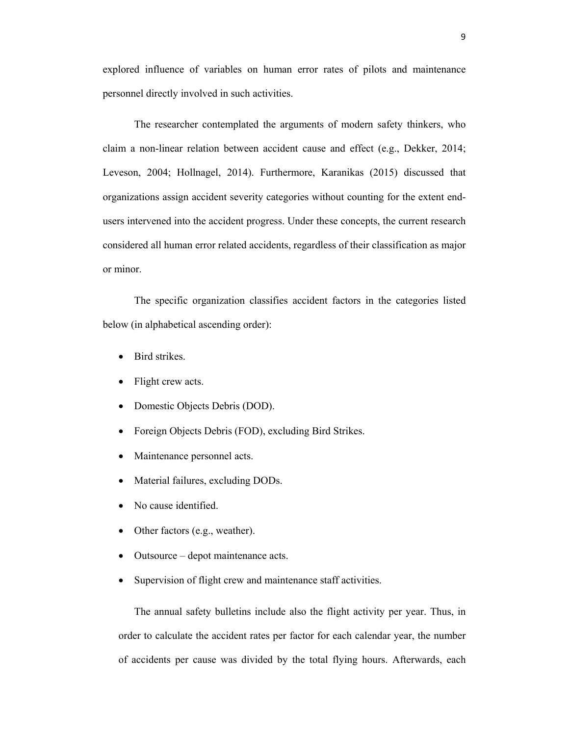explored influence of variables on human error rates of pilots and maintenance personnel directly involved in such activities.

The researcher contemplated the arguments of modern safety thinkers, who claim a non-linear relation between accident cause and effect (e.g., Dekker, 2014; Leveson, 2004; Hollnagel, 2014). Furthermore, Karanikas (2015) discussed that organizations assign accident severity categories without counting for the extent end-users intervened into the accident progress. Under these concepts, the current research considered all human error related accidents, regardless of their classification as major or minor.

The specific organization classifies accident factors in the categories listed below (in alphabetical ascending order):

- Bird strikes.
- Flight crew acts.
- Domestic Objects Debris (DOD).
- Foreign Objects Debris (FOD), excluding Bird Strikes.
- Maintenance personnel acts.
- Material failures, excluding DODs.
- No cause identified.
- Other factors (e.g., weather).
- Outsource – depot maintenance acts.
- Supervision of flight crew and maintenance staff activities.

The annual safety bulletins include also the flight activity per year. Thus, in order to calculate the accident rates per factor for each calendar year, the number of accidents per cause was divided by the total flying hours. Afterwards, each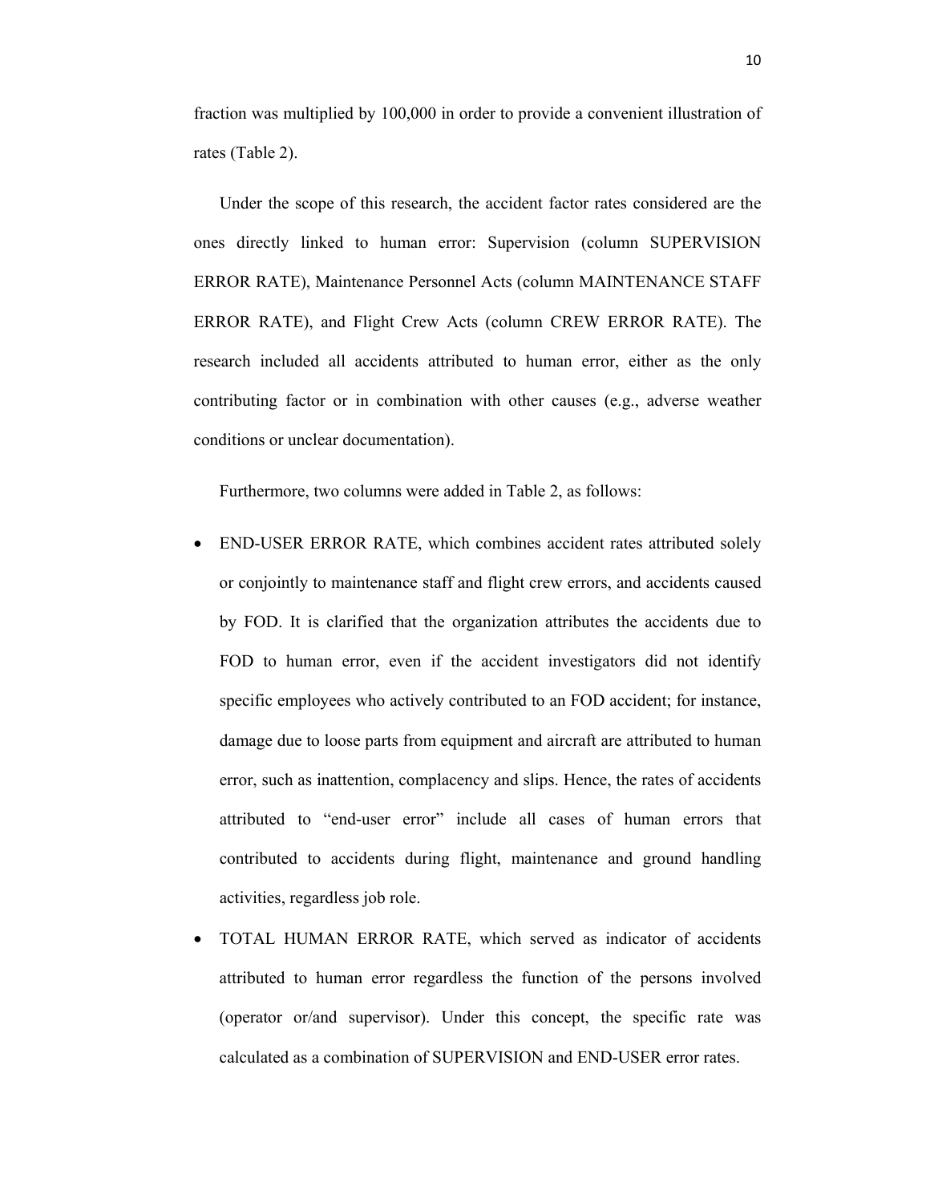fraction was multiplied by 100,000 in order to provide a convenient illustration of rates (Table 2).

Under the scope of this research, the accident factor rates considered are the ones directly linked to human error: Supervision (column SUPERVISION ERROR RATE), Maintenance Personnel Acts (column MAINTENANCE STAFF ERROR RATE), and Flight Crew Acts (column CREW ERROR RATE). The research included all accidents attributed to human error, either as the only contributing factor or in combination with other causes (e.g., adverse weather conditions or unclear documentation).

Furthermore, two columns were added in Table 2, as follows:

- END-USER ERROR RATE, which combines accident rates attributed solely or conjointly to maintenance staff and flight crew errors, and accidents caused by FOD. It is clarified that the organization attributes the accidents due to FOD to human error, even if the accident investigators did not identify specific employees who actively contributed to an FOD accident; for instance, damage due to loose parts from equipment and aircraft are attributed to human error, such as inattention, complacency and slips. Hence, the rates of accidents attributed to "end-user error" include all cases of human errors that contributed to accidents during flight, maintenance and ground handling activities, regardless job role.
- TOTAL HUMAN ERROR RATE, which served as indicator of accidents attributed to human error regardless the function of the persons involved (operator or/and supervisor). Under this concept, the specific rate was calculated as a combination of SUPERVISION and END-USER error rates.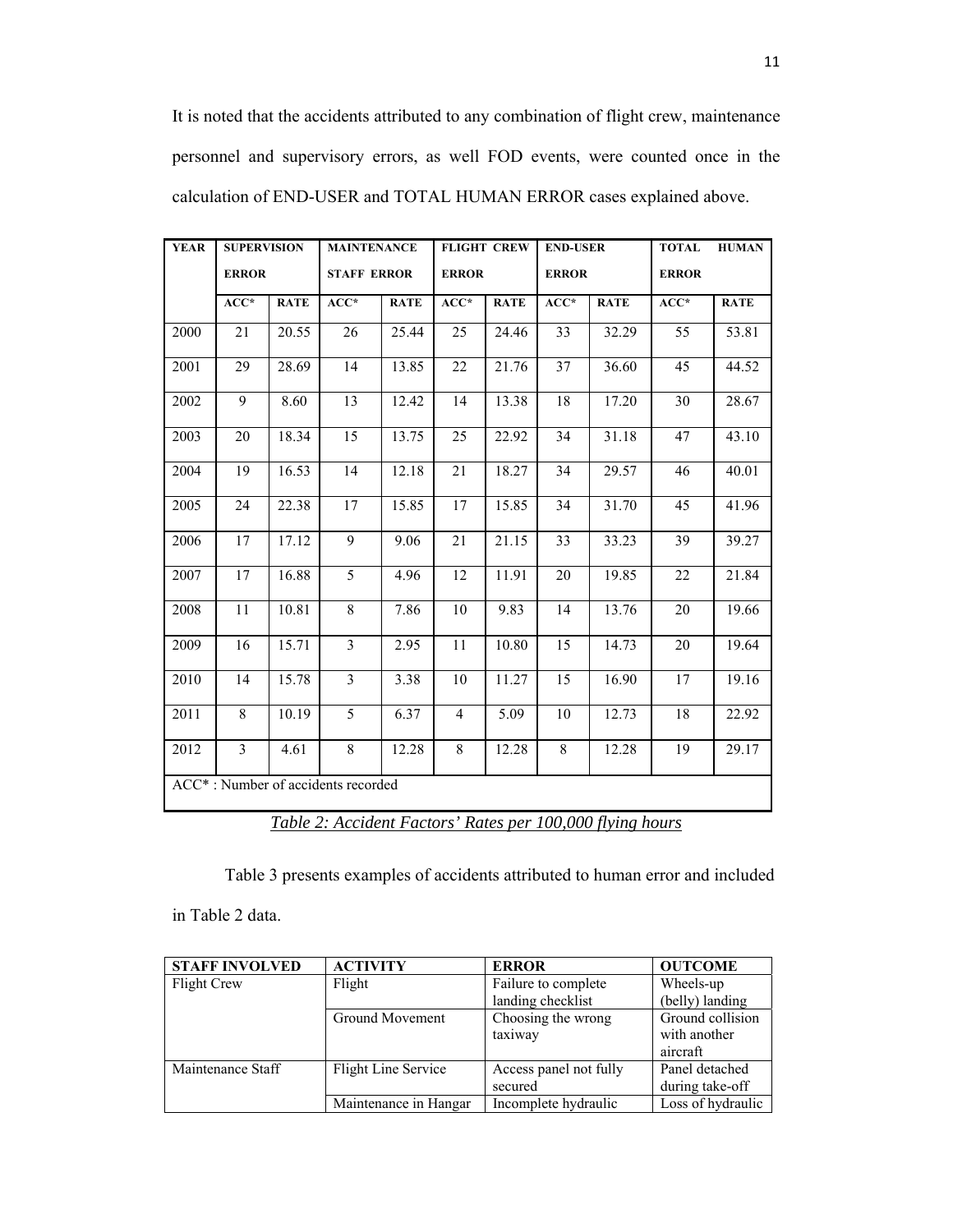It is noted that the accidents attributed to any combination of flight crew, maintenance personnel and supervisory errors, as well FOD events, were counted once in the calculation of END-USER and TOTAL HUMAN ERROR cases explained above.

| YEAR | SUPERVISION ERROR | | MAINTENANCE STAFF ERROR | | FLIGHT CREW ERROR | | END-USER ERROR | | TOTAL HUMAN ERROR | |
|---|---|---|---|---|---|---|---|---|---|---|
| | ACC* | RATE | ACC* | RATE | ACC* | RATE | ACC* | RATE | ACC* | RATE |
| 2000 | 21 | 20.55 | 26 | 25.44 | 25 | 24.46 | 33 | 32.29 | 55 | 53.81 |
| 2001 | 29 | 28.69 | 14 | 13.85 | 22 | 21.76 | 37 | 36.60 | 45 | 44.52 |
| 2002 | 9 | 8.60 | 13 | 12.42 | 14 | 13.38 | 18 | 17.20 | 30 | 28.67 |
| 2003 | 20 | 18.34 | 15 | 13.75 | 25 | 22.92 | 34 | 31.18 | 47 | 43.10 |
| 2004 | 19 | 16.53 | 14 | 12.18 | 21 | 18.27 | 34 | 29.57 | 46 | 40.01 |
| 2005 | 24 | 22.38 | 17 | 15.85 | 17 | 15.85 | 34 | 31.70 | 45 | 41.96 |
| 2006 | 17 | 17.12 | 9 | 9.06 | 21 | 21.15 | 33 | 33.23 | 39 | 39.27 |
| 2007 | 17 | 16.88 | 5 | 4.96 | 12 | 11.91 | 20 | 19.85 | 22 | 21.84 |
| 2008 | 11 | 10.81 | 8 | 7.86 | 10 | 9.83 | 14 | 13.76 | 20 | 19.66 |
| 2009 | 16 | 15.71 | 3 | 2.95 | 11 | 10.80 | 15 | 14.73 | 20 | 19.64 |
| 2010 | 14 | 15.78 | 3 | 3.38 | 10 | 11.27 | 15 | 16.90 | 17 | 19.16 |
| 2011 | 8 | 10.19 | 5 | 6.37 | 4 | 5.09 | 10 | 12.73 | 18 | 22.92 |
| 2012 | 3 | 4.61 | 8 | 12.28 | 8 | 12.28 | 8 | 12.28 | 19 | 29.17 |

ACC* : Number of accidents recorded

*Table 2: Accident Factors' Rates per 100,000 flying hours*

Table 3 presents examples of accidents attributed to human error and included in Table 2 data.

| STAFF INVOLVED | ACTIVITY | ERROR | OUTCOME |
|---|---|---|---|
| Flight Crew | Flight | Failure to complete landing checklist | Wheels-up (belly) landing |
| | Ground Movement | Choosing the wrong taxiway | Ground collision with another aircraft |
| Maintenance Staff | Flight Line Service | Access panel not fully secured | Panel detached during take-off |
| | Maintenance in Hangar | Incomplete hydraulic | Loss of hydraulic |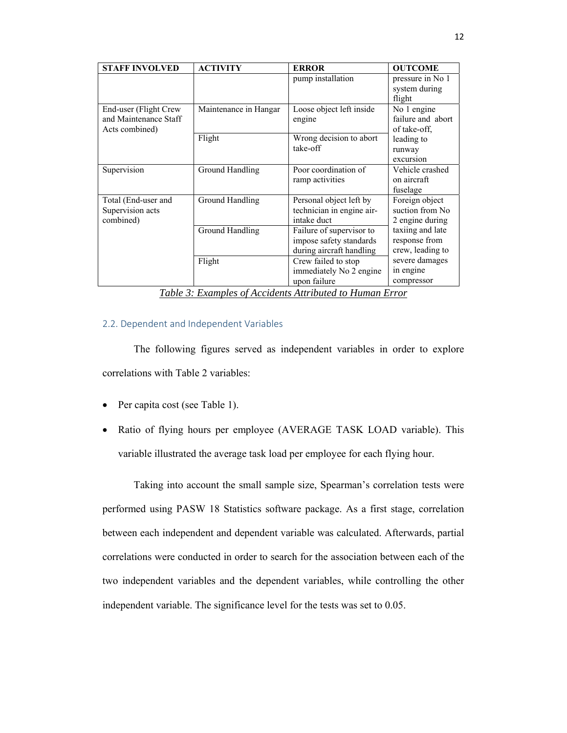| STAFF INVOLVED | ACTIVITY | ERROR | OUTCOME |
|---|---|---|---|
| | | pump installation | pressure in No 1 system during flight |
| End-user (Flight Crew and Maintenance Staff Acts combined) | Maintenance in Hangar | Loose object left inside engine | No 1 engine failure and abort of take-off, leading to runway excursion |
| | Flight | Wrong decision to abort take-off | |
| Supervision | Ground Handling | Poor coordination of ramp activities | Vehicle crashed on aircraft fuselage |
| Total (End-user and Supervision acts combined) | Ground Handling | Personal object left by technician in engine air-intake duct | Foreign object suction from No 2 engine during taxiing and late response from crew, leading to severe damages in engine compressor |
| | Ground Handling | Failure of supervisor to impose safety standards during aircraft handling | |
| | Flight | Crew failed to stop immediately No 2 engine upon failure | |

*Table 3: Examples of Accidents Attributed to Human Error*

## 2.2. Dependent and Independent Variables

The following figures served as independent variables in order to explore correlations with Table 2 variables:

- Per capita cost (see Table 1).
- Ratio of flying hours per employee (AVERAGE TASK LOAD variable). This variable illustrated the average task load per employee for each flying hour.

Taking into account the small sample size, Spearman's correlation tests were performed using PASW 18 Statistics software package. As a first stage, correlation between each independent and dependent variable was calculated. Afterwards, partial correlations were conducted in order to search for the association between each of the two independent variables and the dependent variables, while controlling the other independent variable. The significance level for the tests was set to 0.05.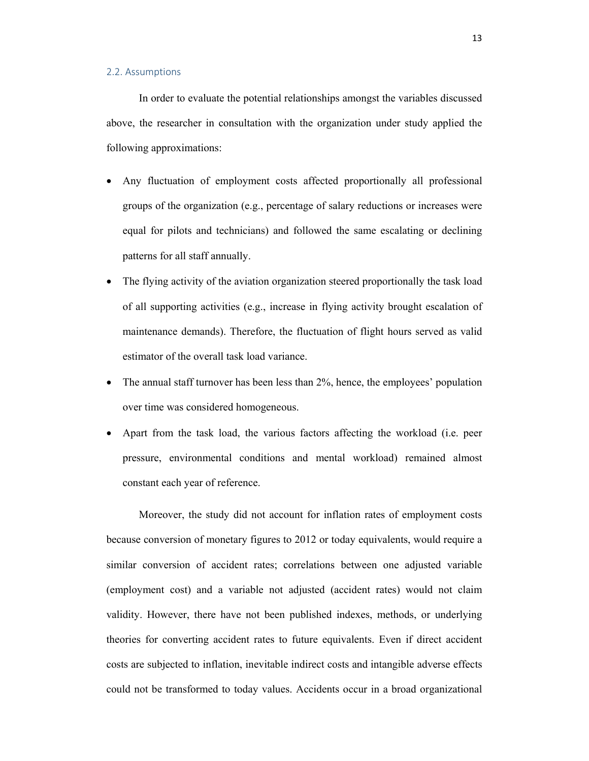### 2.2. Assumptions

In order to evaluate the potential relationships amongst the variables discussed above, the researcher in consultation with the organization under study applied the following approximations:

- Any fluctuation of employment costs affected proportionally all professional groups of the organization (e.g., percentage of salary reductions or increases were equal for pilots and technicians) and followed the same escalating or declining patterns for all staff annually.
- The flying activity of the aviation organization steered proportionally the task load of all supporting activities (e.g., increase in flying activity brought escalation of maintenance demands). Therefore, the fluctuation of flight hours served as valid estimator of the overall task load variance.
- The annual staff turnover has been less than 2%, hence, the employees' population over time was considered homogeneous.
- Apart from the task load, the various factors affecting the workload (i.e. peer pressure, environmental conditions and mental workload) remained almost constant each year of reference.

Moreover, the study did not account for inflation rates of employment costs because conversion of monetary figures to 2012 or today equivalents, would require a similar conversion of accident rates; correlations between one adjusted variable (employment cost) and a variable not adjusted (accident rates) would not claim validity. However, there have not been published indexes, methods, or underlying theories for converting accident rates to future equivalents. Even if direct accident costs are subjected to inflation, inevitable indirect costs and intangible adverse effects could not be transformed to today values. Accidents occur in a broad organizational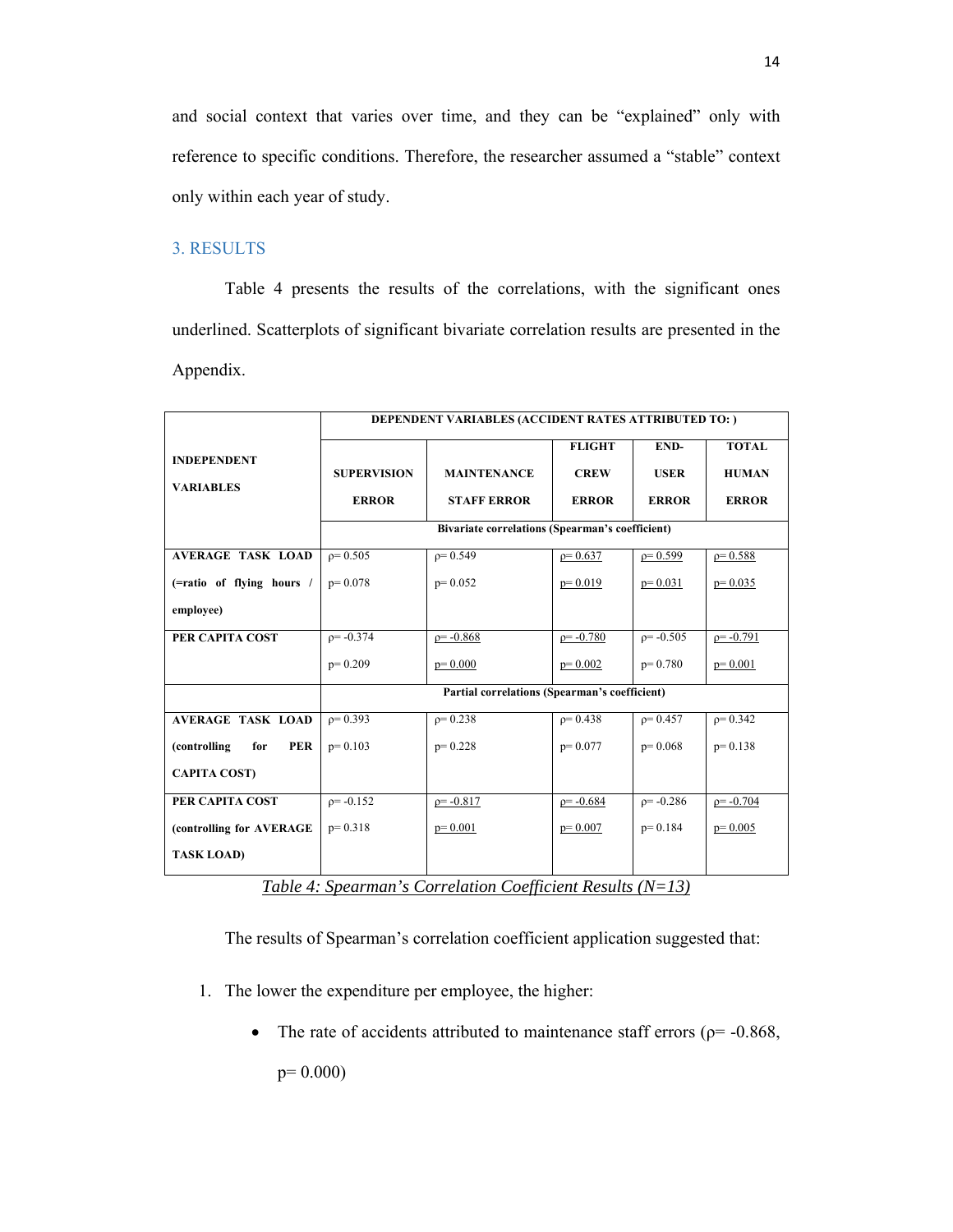and social context that varies over time, and they can be "explained" only with reference to specific conditions. Therefore, the researcher assumed a "stable" context only within each year of study.

## 3. RESULTS

Table 4 presents the results of the correlations, with the significant ones underlined. Scatterplots of significant bivariate correlation results are presented in the Appendix.

| INDEPENDENT VARIABLES | DEPENDENT VARIABLES (ACCIDENT RATES ATTRIBUTED TO: ) | | | | |
|---|---|---|---|---|---|
| | SUPERVISION ERROR | MAINTENANCE STAFF ERROR | FLIGHT CREW ERROR | END-USER ERROR | TOTAL HUMAN ERROR |
| | Bivariate correlations (Spearman's coefficient) | | | | |
| AVERAGE TASK LOAD (=ratio of flying hours / employee) | ρ= 0.505<br>p= 0.078 | ρ= 0.549<br>p= 0.052 | <u>ρ= 0.637</u><br><u>p= 0.019</u> | <u>ρ= 0.599</u><br><u>p= 0.031</u> | <u>ρ= 0.588</u><br><u>p= 0.035</u> |
| PER CAPITA COST | ρ= -0.374<br>p= 0.209 | <u>ρ= -0.868</u><br><u>p= 0.000</u> | <u>ρ= -0.780</u><br><u>p= 0.002</u> | ρ= -0.505<br>p= 0.780 | <u>ρ= -0.791</u><br><u>p= 0.001</u> |
| | Partial correlations (Spearman's coefficient) | | | | |
| AVERAGE TASK LOAD (controlling for PER CAPITA COST) | ρ= 0.393<br>p= 0.103 | ρ= 0.238<br>p= 0.228 | ρ= 0.438<br>p= 0.077 | ρ= 0.457<br>p= 0.068 | ρ= 0.342<br>p= 0.138 |
| PER CAPITA COST (controlling for AVERAGE TASK LOAD) | ρ= -0.152<br>p= 0.318 | <u>ρ= -0.817</u><br><u>p= 0.001</u> | <u>ρ= -0.684</u><br><u>p= 0.007</u> | ρ= -0.286<br>p= 0.184 | <u>ρ= -0.704</u><br><u>p= 0.005</u> |

*Table 4: Spearman's Correlation Coefficient Results (N=13)*

The results of Spearman's correlation coefficient application suggested that:

1. The lower the expenditure per employee, the higher:
   - The rate of accidents attributed to maintenance staff errors (ρ= -0.868, p= 0.000)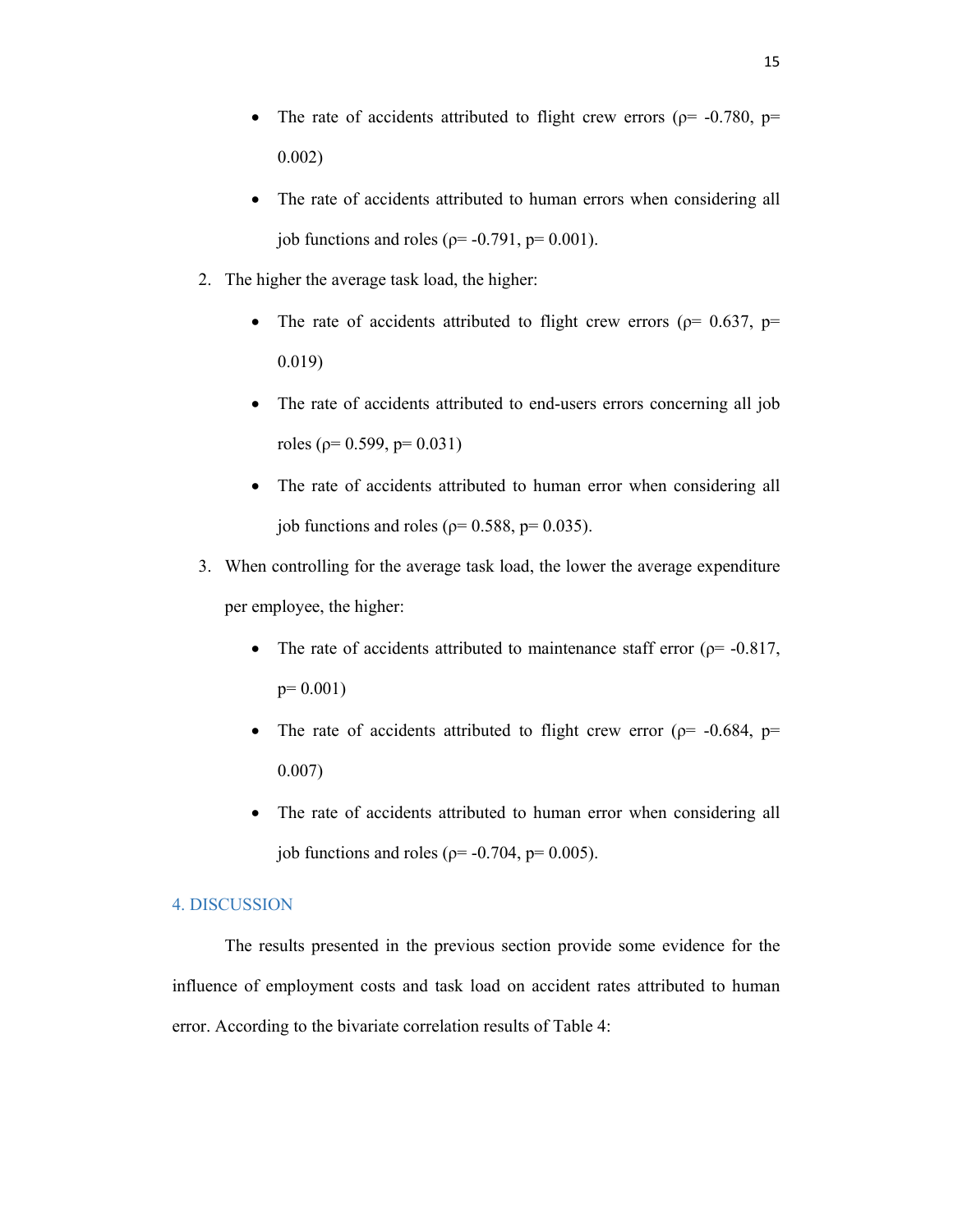- The rate of accidents attributed to flight crew errors ($\rho = -0.780$, $p = 0.002$)
    - The rate of accidents attributed to human errors when considering all job functions and roles ($\rho = -0.791$, $p = 0.001$).

2. The higher the average task load, the higher:
    - The rate of accidents attributed to flight crew errors ($\rho = 0.637$, $p = 0.019$)
    - The rate of accidents attributed to end-users errors concerning all job roles ($\rho = 0.599$, $p = 0.031$)
    - The rate of accidents attributed to human error when considering all job functions and roles ($\rho = 0.588$, $p = 0.035$).

3. When controlling for the average task load, the lower the average expenditure per employee, the higher:
    - The rate of accidents attributed to maintenance staff error ($\rho = -0.817$, $p = 0.001$)
    - The rate of accidents attributed to flight crew error ($\rho = -0.684$, $p = 0.007$)
    - The rate of accidents attributed to human error when considering all job functions and roles ($\rho = -0.704$, $p = 0.005$).

## 4. DISCUSSION

The results presented in the previous section provide some evidence for the influence of employment costs and task load on accident rates attributed to human error. According to the bivariate correlation results of Table 4: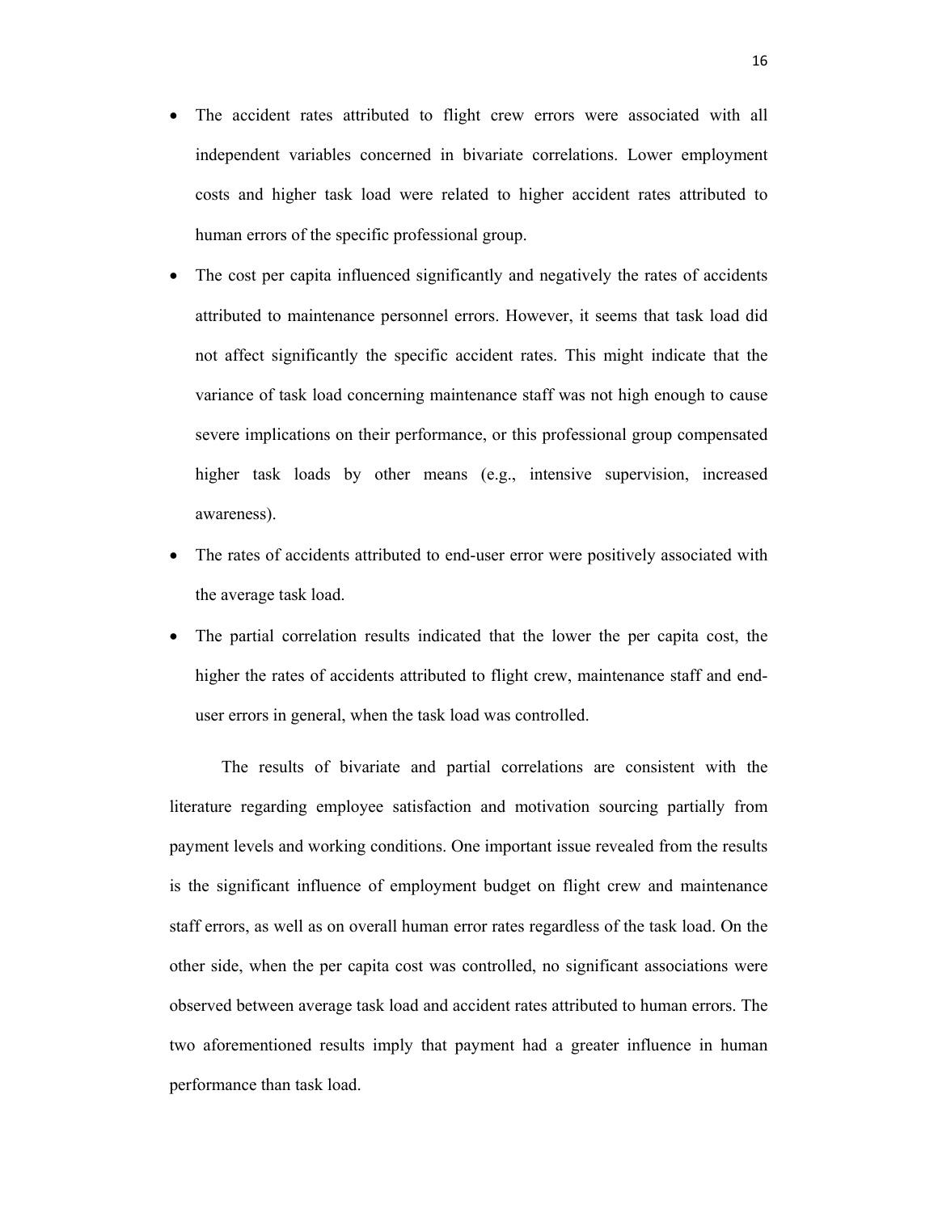- The accident rates attributed to flight crew errors were associated with all independent variables concerned in bivariate correlations. Lower employment costs and higher task load were related to higher accident rates attributed to human errors of the specific professional group.
- The cost per capita influenced significantly and negatively the rates of accidents attributed to maintenance personnel errors. However, it seems that task load did not affect significantly the specific accident rates. This might indicate that the variance of task load concerning maintenance staff was not high enough to cause severe implications on their performance, or this professional group compensated higher task loads by other means (e.g., intensive supervision, increased awareness).
- The rates of accidents attributed to end-user error were positively associated with the average task load.
- The partial correlation results indicated that the lower the per capita cost, the higher the rates of accidents attributed to flight crew, maintenance staff and end-user errors in general, when the task load was controlled.

The results of bivariate and partial correlations are consistent with the literature regarding employee satisfaction and motivation sourcing partially from payment levels and working conditions. One important issue revealed from the results is the significant influence of employment budget on flight crew and maintenance staff errors, as well as on overall human error rates regardless of the task load. On the other side, when the per capita cost was controlled, no significant associations were observed between average task load and accident rates attributed to human errors. The two aforementioned results imply that payment had a greater influence in human performance than task load.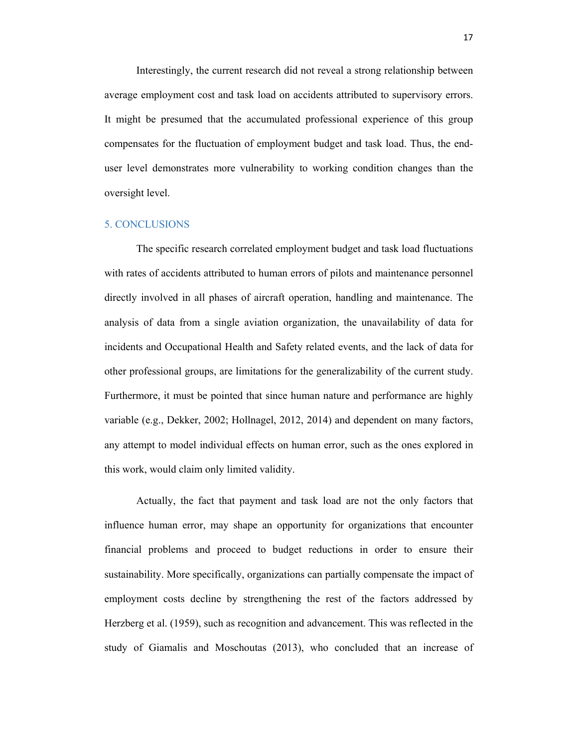Interestingly, the current research did not reveal a strong relationship between average employment cost and task load on accidents attributed to supervisory errors. It might be presumed that the accumulated professional experience of this group compensates for the fluctuation of employment budget and task load. Thus, the end-user level demonstrates more vulnerability to working condition changes than the oversight level.

## 5. CONCLUSIONS

The specific research correlated employment budget and task load fluctuations with rates of accidents attributed to human errors of pilots and maintenance personnel directly involved in all phases of aircraft operation, handling and maintenance. The analysis of data from a single aviation organization, the unavailability of data for incidents and Occupational Health and Safety related events, and the lack of data for other professional groups, are limitations for the generalizability of the current study. Furthermore, it must be pointed that since human nature and performance are highly variable (e.g., Dekker, 2002; Hollnagel, 2012, 2014) and dependent on many factors, any attempt to model individual effects on human error, such as the ones explored in this work, would claim only limited validity.

Actually, the fact that payment and task load are not the only factors that influence human error, may shape an opportunity for organizations that encounter financial problems and proceed to budget reductions in order to ensure their sustainability. More specifically, organizations can partially compensate the impact of employment costs decline by strengthening the rest of the factors addressed by Herzberg et al. (1959), such as recognition and advancement. This was reflected in the study of Giamalis and Moschoutas (2013), who concluded that an increase of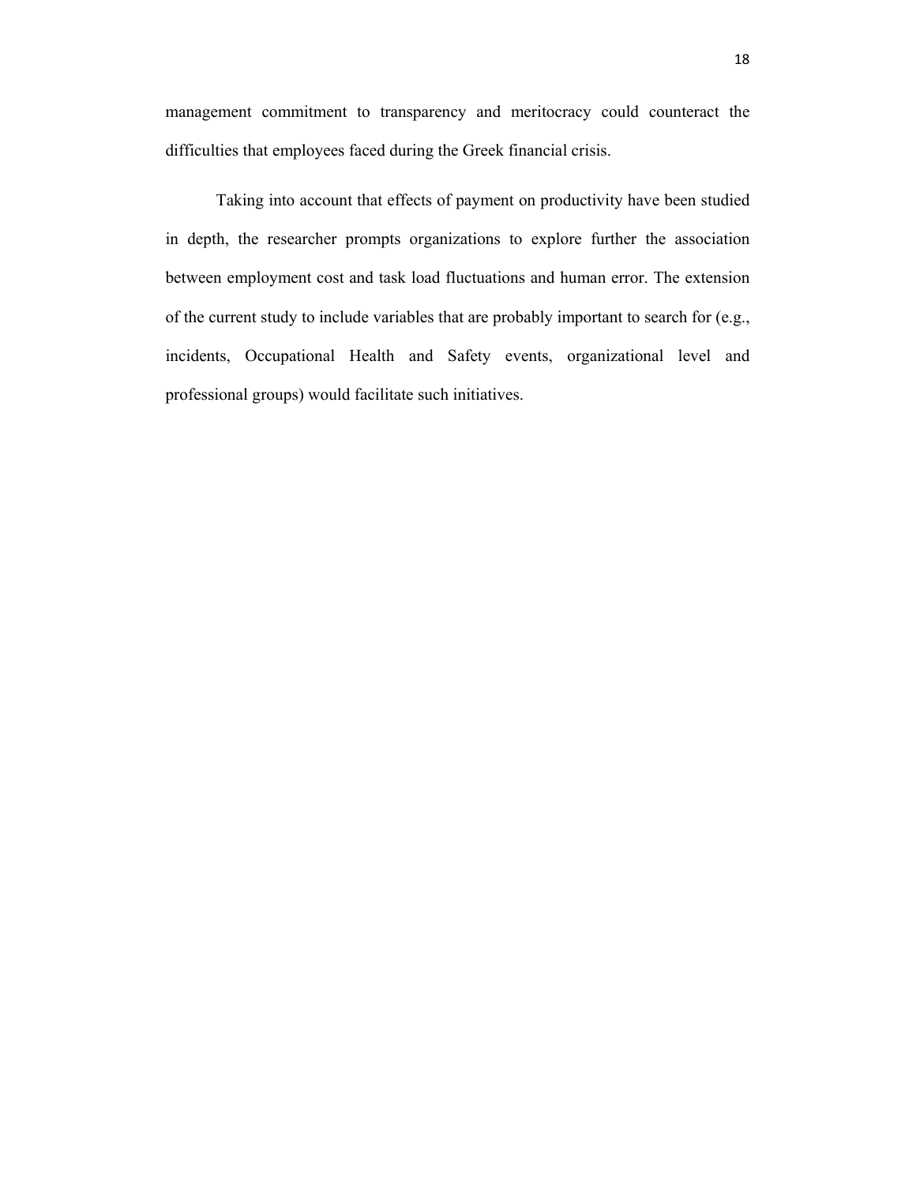management commitment to transparency and meritocracy could counteract the difficulties that employees faced during the Greek financial crisis.

Taking into account that effects of payment on productivity have been studied in depth, the researcher prompts organizations to explore further the association between employment cost and task load fluctuations and human error. The extension of the current study to include variables that are probably important to search for (e.g., incidents, Occupational Health and Safety events, organizational level and professional groups) would facilitate such initiatives.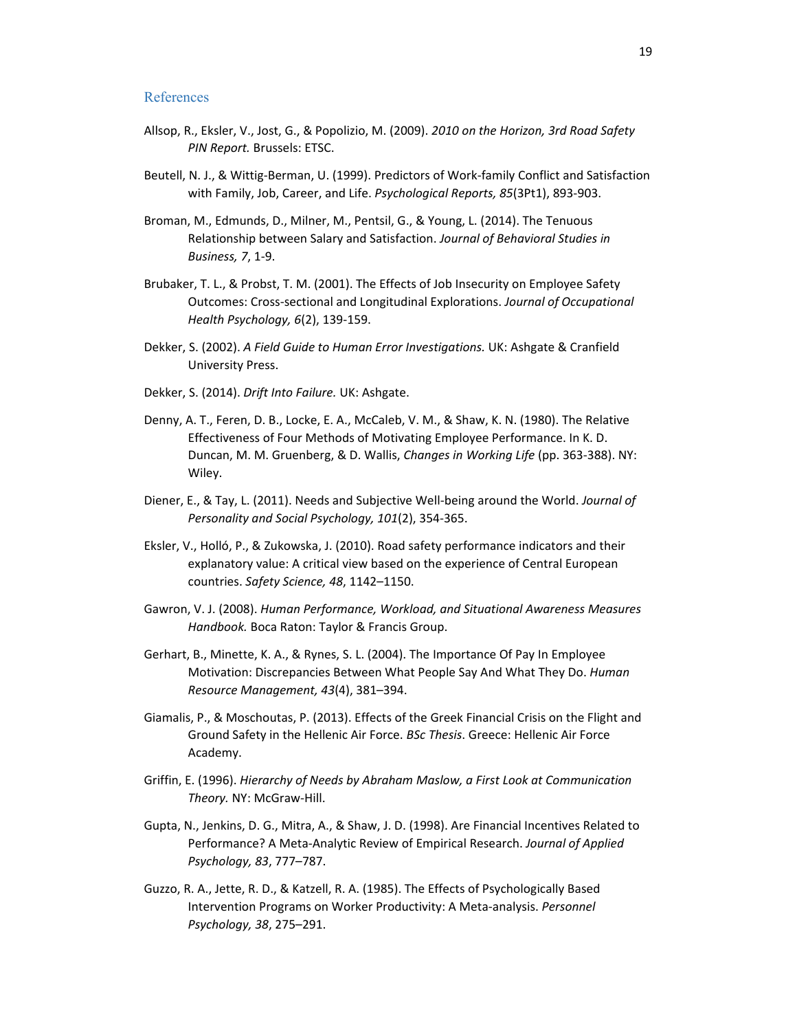## References

Allsop, R., Eksler, V., Jost, G., & Popolizio, M. (2009). *2010 on the Horizon, 3rd Road Safety PIN Report.* Brussels: ETSC.

Beutell, N. J., & Wittig-Berman, U. (1999). Predictors of Work-family Conflict and Satisfaction with Family, Job, Career, and Life. *Psychological Reports, 85*(3Pt1), 893-903.

Broman, M., Edmunds, D., Milner, M., Pentsil, G., & Young, L. (2014). The Tenuous Relationship between Salary and Satisfaction. *Journal of Behavioral Studies in Business, 7*, 1-9.

Brubaker, T. L., & Probst, T. M. (2001). The Effects of Job Insecurity on Employee Safety Outcomes: Cross-sectional and Longitudinal Explorations. *Journal of Occupational Health Psychology, 6*(2), 139-159.

Dekker, S. (2002). *A Field Guide to Human Error Investigations.* UK: Ashgate & Cranfield University Press.

Dekker, S. (2014). *Drift Into Failure.* UK: Ashgate.

Denny, A. T., Feren, D. B., Locke, E. A., McCaleb, V. M., & Shaw, K. N. (1980). The Relative Effectiveness of Four Methods of Motivating Employee Performance. In K. D. Duncan, M. M. Gruenberg, & D. Wallis, *Changes in Working Life* (pp. 363-388). NY: Wiley.

Diener, E., & Tay, L. (2011). Needs and Subjective Well-being around the World. *Journal of Personality and Social Psychology, 101*(2), 354-365.

Eksler, V., Holló, P., & Zukowska, J. (2010). Road safety performance indicators and their explanatory value: A critical view based on the experience of Central European countries. *Safety Science, 48*, 1142–1150.

Gawron, V. J. (2008). *Human Performance, Workload, and Situational Awareness Measures Handbook.* Boca Raton: Taylor & Francis Group.

Gerhart, B., Minette, K. A., & Rynes, S. L. (2004). The Importance Of Pay In Employee Motivation: Discrepancies Between What People Say And What They Do. *Human Resource Management, 43*(4), 381–394.

Giamalis, P., & Moschoutas, P. (2013). Effects of the Greek Financial Crisis on the Flight and Ground Safety in the Hellenic Air Force. *BSc Thesis*. Greece: Hellenic Air Force Academy.

Griffin, E. (1996). *Hierarchy of Needs by Abraham Maslow, a First Look at Communication Theory.* NY: McGraw-Hill.

Gupta, N., Jenkins, D. G., Mitra, A., & Shaw, J. D. (1998). Are Financial Incentives Related to Performance? A Meta-Analytic Review of Empirical Research. *Journal of Applied Psychology, 83*, 777–787.

Guzzo, R. A., Jette, R. D., & Katzell, R. A. (1985). The Effects of Psychologically Based Intervention Programs on Worker Productivity: A Meta-analysis. *Personnel Psychology, 38*, 275–291.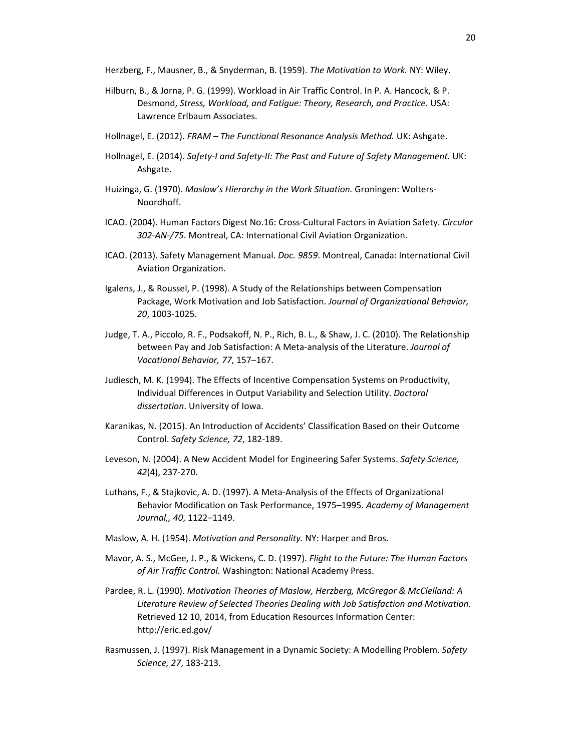Herzberg, F., Mausner, B., & Snyderman, B. (1959). *The Motivation to Work.* NY: Wiley.

Hilburn, B., & Jorna, P. G. (1999). Workload in Air Traffic Control. In P. A. Hancock, & P. Desmond, *Stress, Workload, and Fatigue: Theory, Research, and Practice.* USA: Lawrence Erlbaum Associates.

Hollnagel, E. (2012). *FRAM – The Functional Resonance Analysis Method.* UK: Ashgate.

Hollnagel, E. (2014). *Safety-I and Safety-II: The Past and Future of Safety Management.* UK: Ashgate.

Huizinga, G. (1970). *Maslow's Hierarchy in the Work Situation.* Groningen: Wolters-Noordhoff.

ICAO. (2004). Human Factors Digest No.16: Cross-Cultural Factors in Aviation Safety. *Circular 302-AN-/75*. Montreal, CA: International Civil Aviation Organization.

ICAO. (2013). Safety Management Manual. *Doc. 9859*. Montreal, Canada: International Civil Aviation Organization.

Igalens, J., & Roussel, P. (1998). A Study of the Relationships between Compensation Package, Work Motivation and Job Satisfaction. *Journal of Organizational Behavior, 20*, 1003-1025.

Judge, T. A., Piccolo, R. F., Podsakoff, N. P., Rich, B. L., & Shaw, J. C. (2010). The Relationship between Pay and Job Satisfaction: A Meta-analysis of the Literature. *Journal of Vocational Behavior, 77*, 157–167.

Judiesch, M. K. (1994). The Effects of Incentive Compensation Systems on Productivity, Individual Differences in Output Variability and Selection Utility. *Doctoral dissertation*. University of Iowa.

Karanikas, N. (2015). An Introduction of Accidents' Classification Based on their Outcome Control. *Safety Science, 72*, 182-189.

Leveson, N. (2004). A New Accident Model for Engineering Safer Systems. *Safety Science, 42*(4), 237-270.

Luthans, F., & Stajkovic, A. D. (1997). A Meta-Analysis of the Effects of Organizational Behavior Modification on Task Performance, 1975–1995. *Academy of Management Journal,, 40*, 1122–1149.

Maslow, A. H. (1954). *Motivation and Personality.* NY: Harper and Bros.

Mavor, A. S., McGee, J. P., & Wickens, C. D. (1997). *Flight to the Future: The Human Factors of Air Traffic Control.* Washington: National Academy Press.

Pardee, R. L. (1990). *Motivation Theories of Maslow, Herzberg, McGregor & McClelland: A Literature Review of Selected Theories Dealing with Job Satisfaction and Motivation.* Retrieved 12 10, 2014, from Education Resources Information Center: http://eric.ed.gov/

Rasmussen, J. (1997). Risk Management in a Dynamic Society: A Modelling Problem. *Safety Science, 27*, 183-213.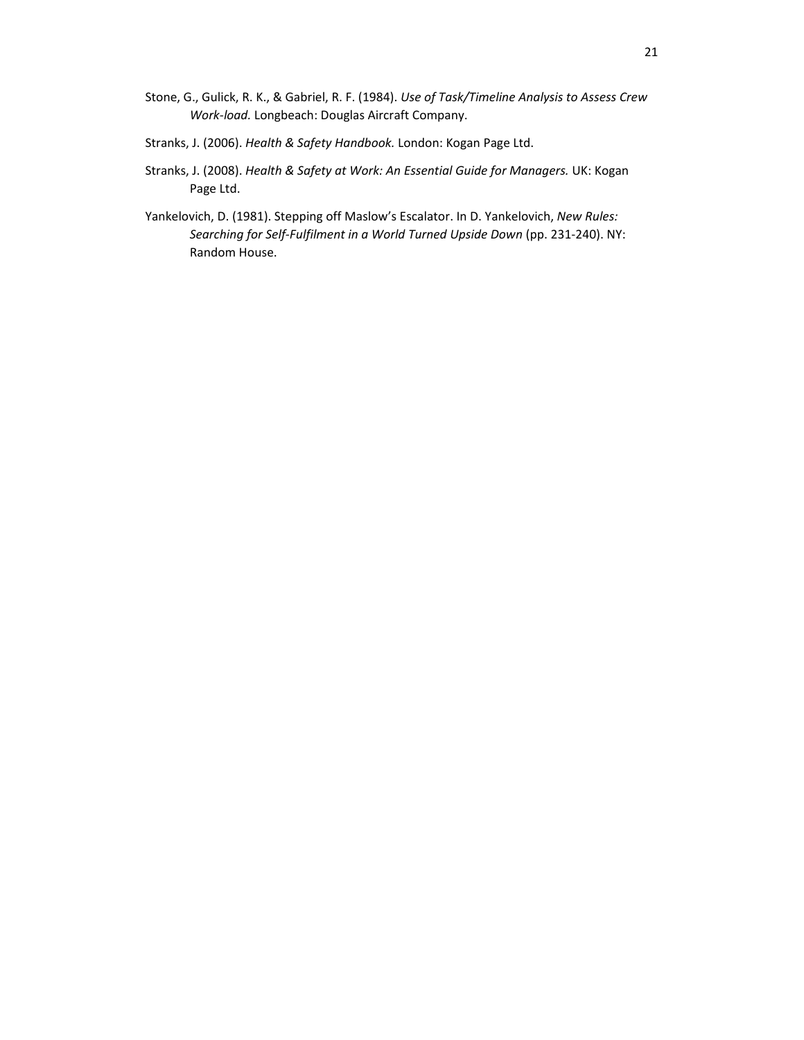Stone, G., Gulick, R. K., & Gabriel, R. F. (1984). *Use of Task/Timeline Analysis to Assess Crew Work-load.* Longbeach: Douglas Aircraft Company.

Stranks, J. (2006). *Health & Safety Handbook.* London: Kogan Page Ltd.

Stranks, J. (2008). *Health & Safety at Work: An Essential Guide for Managers.* UK: Kogan Page Ltd.

Yankelovich, D. (1981). Stepping off Maslow's Escalator. In D. Yankelovich, *New Rules: Searching for Self-Fulfilment in a World Turned Upside Down* (pp. 231-240). NY: Random House.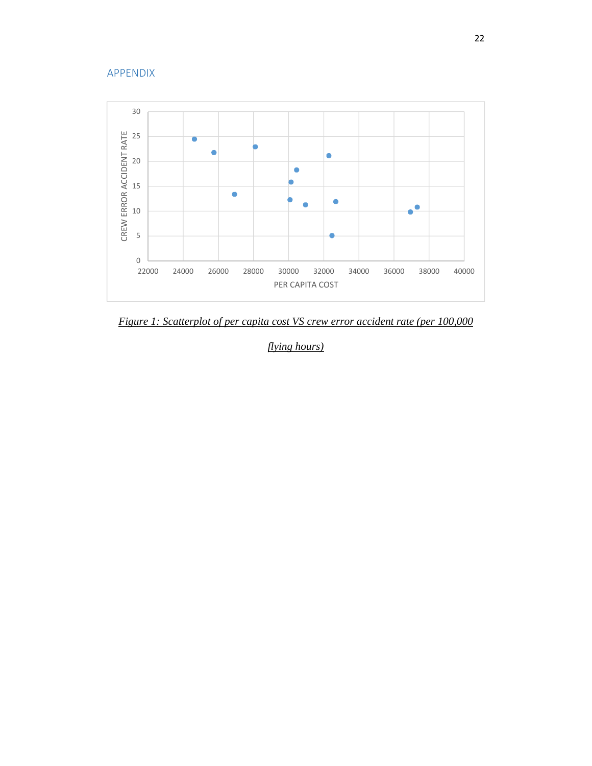## APPENDIX

*Figure 1: Scatterplot of per capita cost VS crew error accident rate (per 100,000 flying hours)*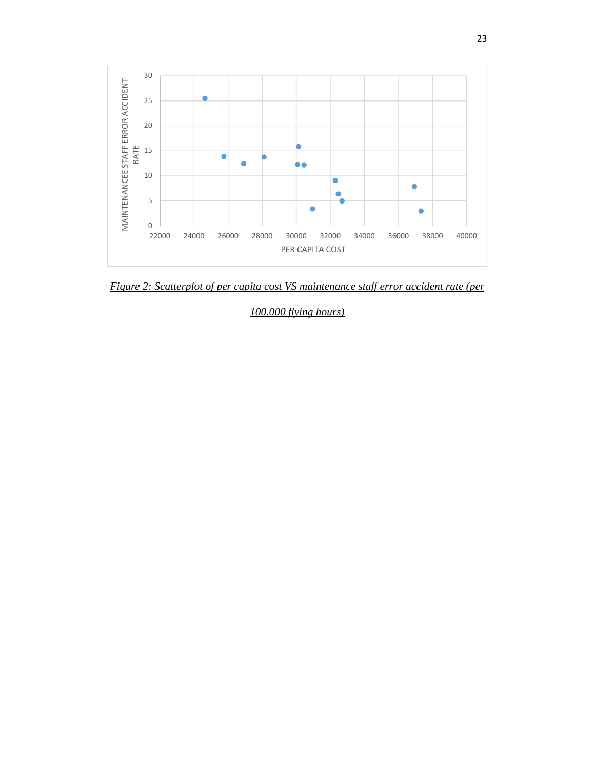*Figure 2: Scatterplot of per capita cost VS maintenance staff error accident rate (per 100,000 flying hours)*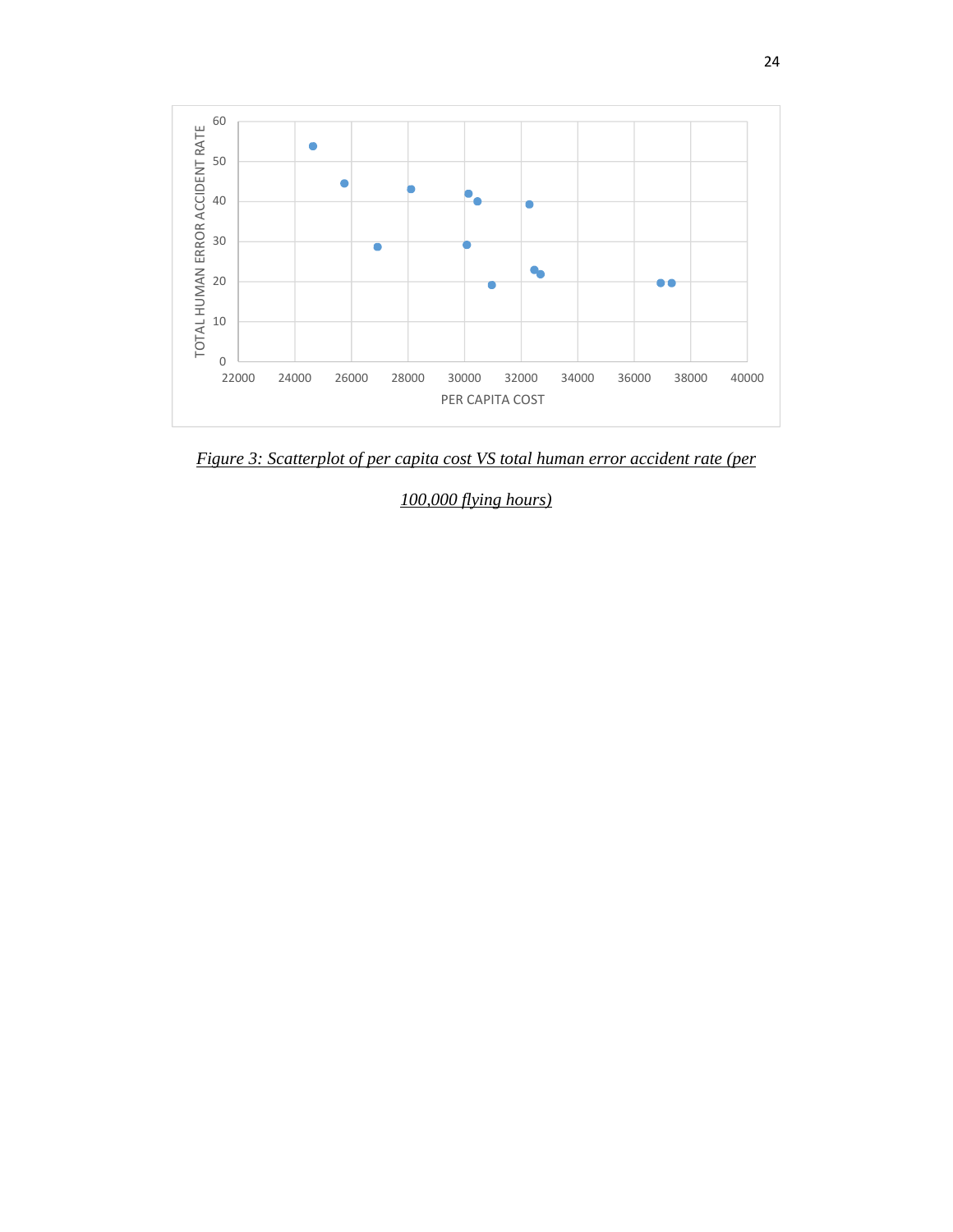*Figure 3: Scatterplot of per capita cost VS total human error accident rate (per 100,000 flying hours)*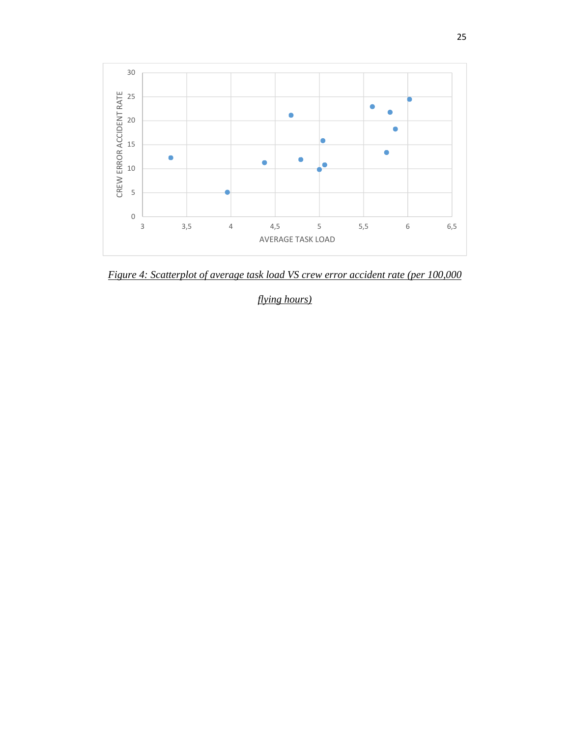*Figure 4: Scatterplot of average task load VS crew error accident rate (per 100,000 flying hours)*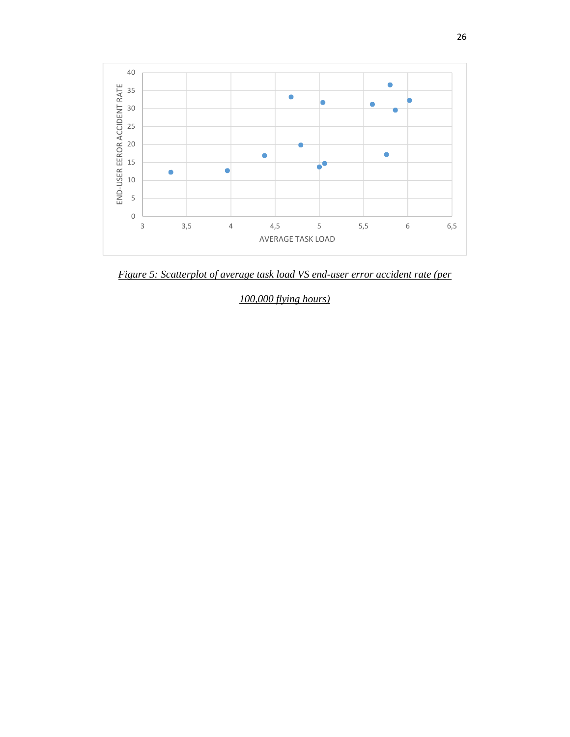*Figure 5: Scatterplot of average task load VS end-user error accident rate (per 100,000 flying hours)*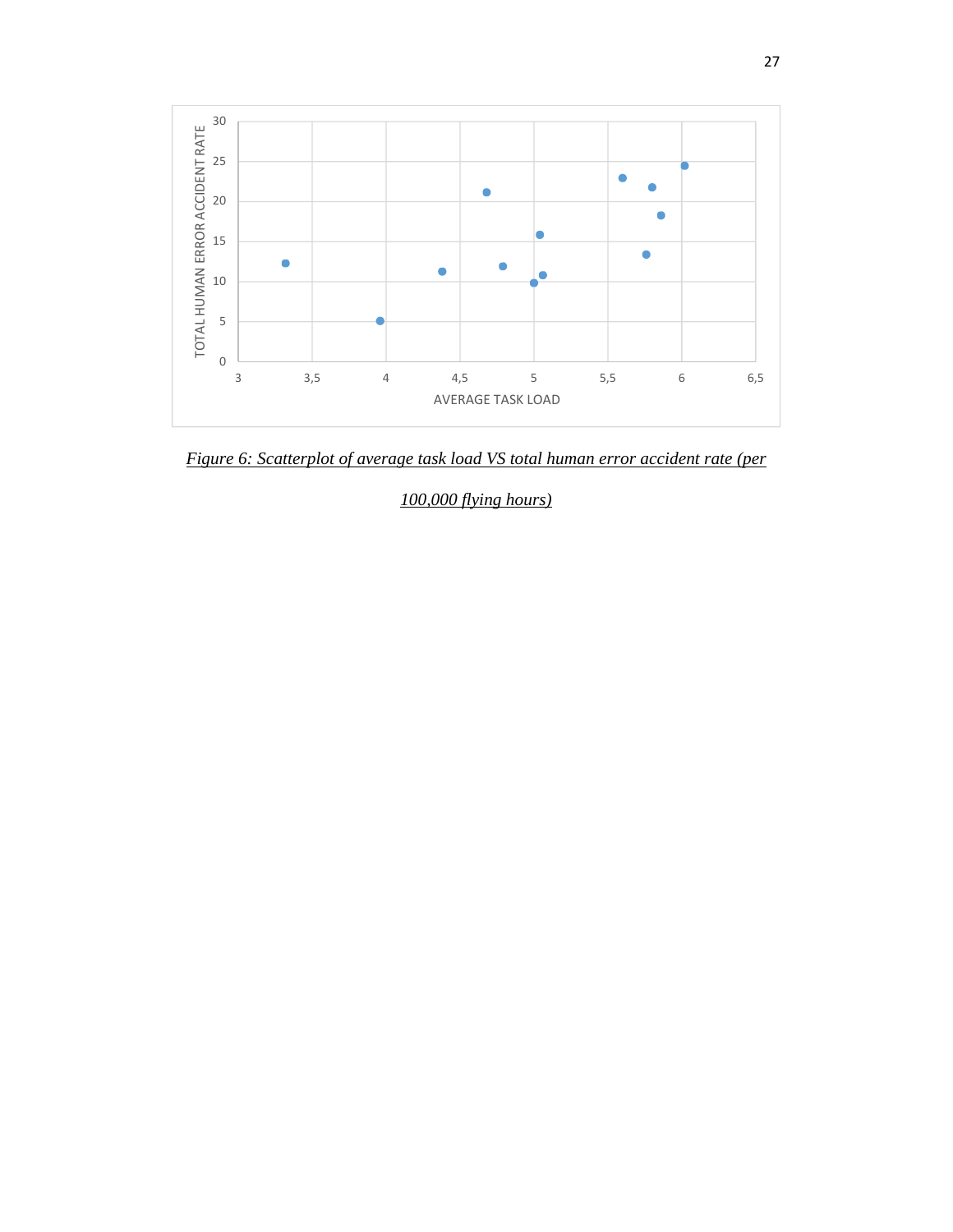TOTAL HUMAN ERROR ACCIDENT RATE

30
25
20
15
10
5
0

3
3,5
4
4,5
5
5,5
6
6,5

AVERAGE TASK LOAD

*Figure 6: Scatterplot of average task load VS total human error accident rate (per 100,000 flying hours)*